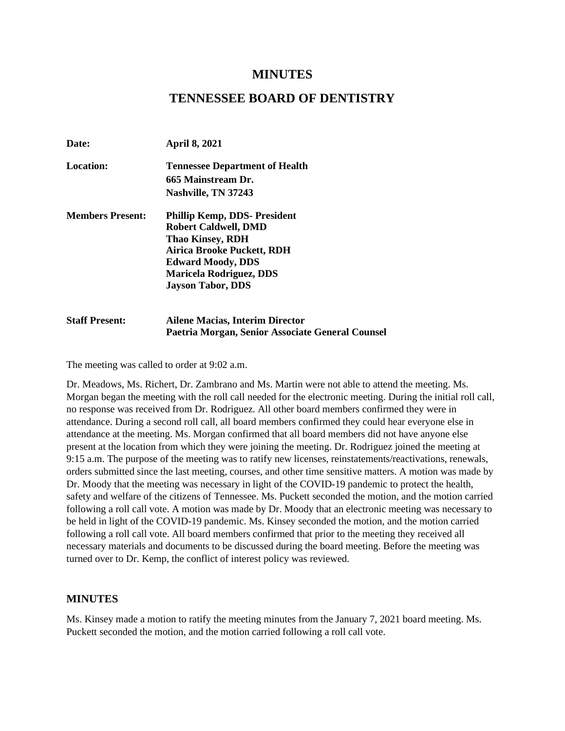# MINUTES

# TENNESSEE BOARD OF DENTISTRY

| | |
|---|---|
| **Date:** | **April 8, 2021** |
| **Location:** | **Tennessee Department of Health**<br>**665 Mainstream Dr.**<br>**Nashville, TN 37243** |
| **Members Present:** | **Phillip Kemp, DDS- President**<br>**Robert Caldwell, DMD**<br>**Thao Kinsey, RDH**<br>**Airica Brooke Puckett, RDH**<br>**Edward Moody, DDS**<br>**Maricela Rodriguez, DDS**<br>**Jayson Tabor, DDS** |
| **Staff Present:** | **Ailene Macias, Interim Director**<br>**Paetria Morgan, Senior Associate General Counsel** |

The meeting was called to order at 9:02 a.m.

Dr. Meadows, Ms. Richert, Dr. Zambrano and Ms. Martin were not able to attend the meeting. Ms. Morgan began the meeting with the roll call needed for the electronic meeting. During the initial roll call, no response was received from Dr. Rodriguez. All other board members confirmed they were in attendance. During a second roll call, all board members confirmed they could hear everyone else in attendance at the meeting. Ms. Morgan confirmed that all board members did not have anyone else present at the location from which they were joining the meeting. Dr. Rodriguez joined the meeting at 9:15 a.m. The purpose of the meeting was to ratify new licenses, reinstatements/reactivations, renewals, orders submitted since the last meeting, courses, and other time sensitive matters. A motion was made by Dr. Moody that the meeting was necessary in light of the COVID-19 pandemic to protect the health, safety and welfare of the citizens of Tennessee. Ms. Puckett seconded the motion, and the motion carried following a roll call vote. A motion was made by Dr. Moody that an electronic meeting was necessary to be held in light of the COVID-19 pandemic. Ms. Kinsey seconded the motion, and the motion carried following a roll call vote. All board members confirmed that prior to the meeting they received all necessary materials and documents to be discussed during the board meeting. Before the meeting was turned over to Dr. Kemp, the conflict of interest policy was reviewed.

## MINUTES

Ms. Kinsey made a motion to ratify the meeting minutes from the January 7, 2021 board meeting. Ms. Puckett seconded the motion, and the motion carried following a roll call vote.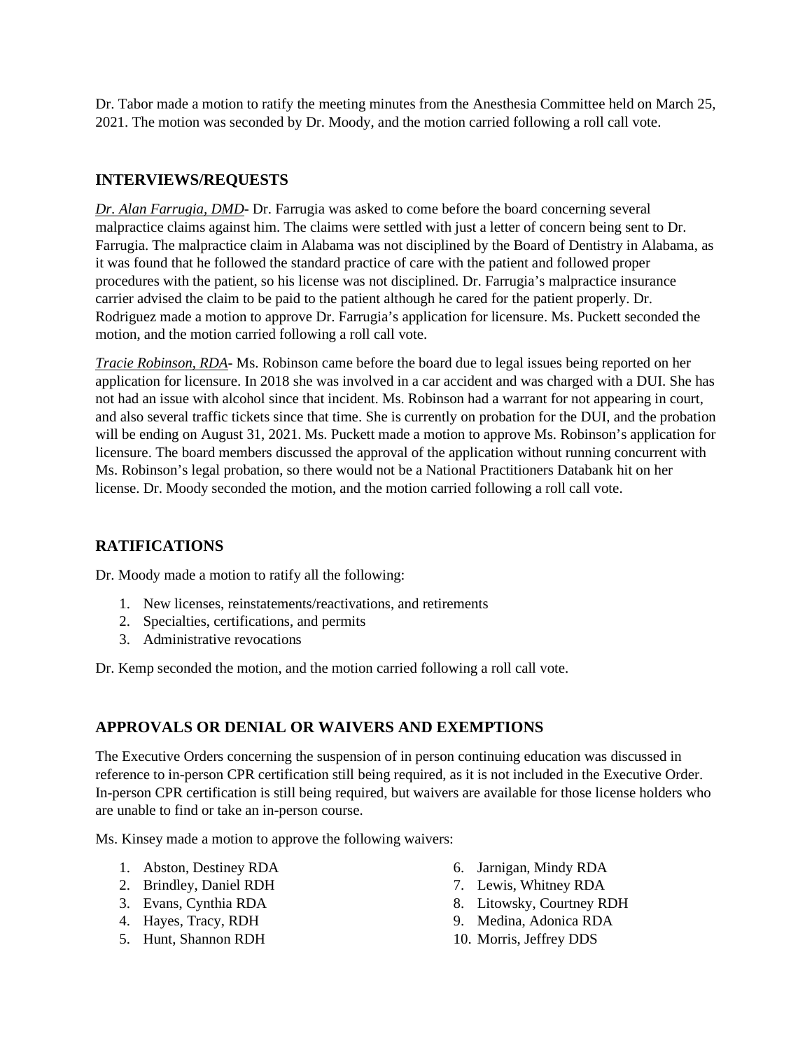Dr. Tabor made a motion to ratify the meeting minutes from the Anesthesia Committee held on March 25, 2021. The motion was seconded by Dr. Moody, and the motion carried following a roll call vote.

## INTERVIEWS/REQUESTS

*Dr. Alan Farrugia, DMD*- Dr. Farrugia was asked to come before the board concerning several malpractice claims against him. The claims were settled with just a letter of concern being sent to Dr. Farrugia. The malpractice claim in Alabama was not disciplined by the Board of Dentistry in Alabama, as it was found that he followed the standard practice of care with the patient and followed proper procedures with the patient, so his license was not disciplined. Dr. Farrugia's malpractice insurance carrier advised the claim to be paid to the patient although he cared for the patient properly. Dr. Rodriguez made a motion to approve Dr. Farrugia's application for licensure. Ms. Puckett seconded the motion, and the motion carried following a roll call vote.

*Tracie Robinson, RDA*- Ms. Robinson came before the board due to legal issues being reported on her application for licensure. In 2018 she was involved in a car accident and was charged with a DUI. She has not had an issue with alcohol since that incident. Ms. Robinson had a warrant for not appearing in court, and also several traffic tickets since that time. She is currently on probation for the DUI, and the probation will be ending on August 31, 2021. Ms. Puckett made a motion to approve Ms. Robinson's application for licensure. The board members discussed the approval of the application without running concurrent with Ms. Robinson's legal probation, so there would not be a National Practitioners Databank hit on her license. Dr. Moody seconded the motion, and the motion carried following a roll call vote.

## RATIFICATIONS

Dr. Moody made a motion to ratify all the following:

1. New licenses, reinstatements/reactivations, and retirements
2. Specialties, certifications, and permits
3. Administrative revocations

Dr. Kemp seconded the motion, and the motion carried following a roll call vote.

## APPROVALS OR DENIAL OR WAIVERS AND EXEMPTIONS

The Executive Orders concerning the suspension of in person continuing education was discussed in reference to in-person CPR certification still being required, as it is not included in the Executive Order. In-person CPR certification is still being required, but waivers are available for those license holders who are unable to find or take an in-person course.

Ms. Kinsey made a motion to approve the following waivers:

1. Abston, Destiney RDA
2. Brindley, Daniel RDH
3. Evans, Cynthia RDA
4. Hayes, Tracy, RDH
5. Hunt, Shannon RDH
6. Jarnigan, Mindy RDA
7. Lewis, Whitney RDA
8. Litowsky, Courtney RDH
9. Medina, Adonica RDA
10. Morris, Jeffrey DDS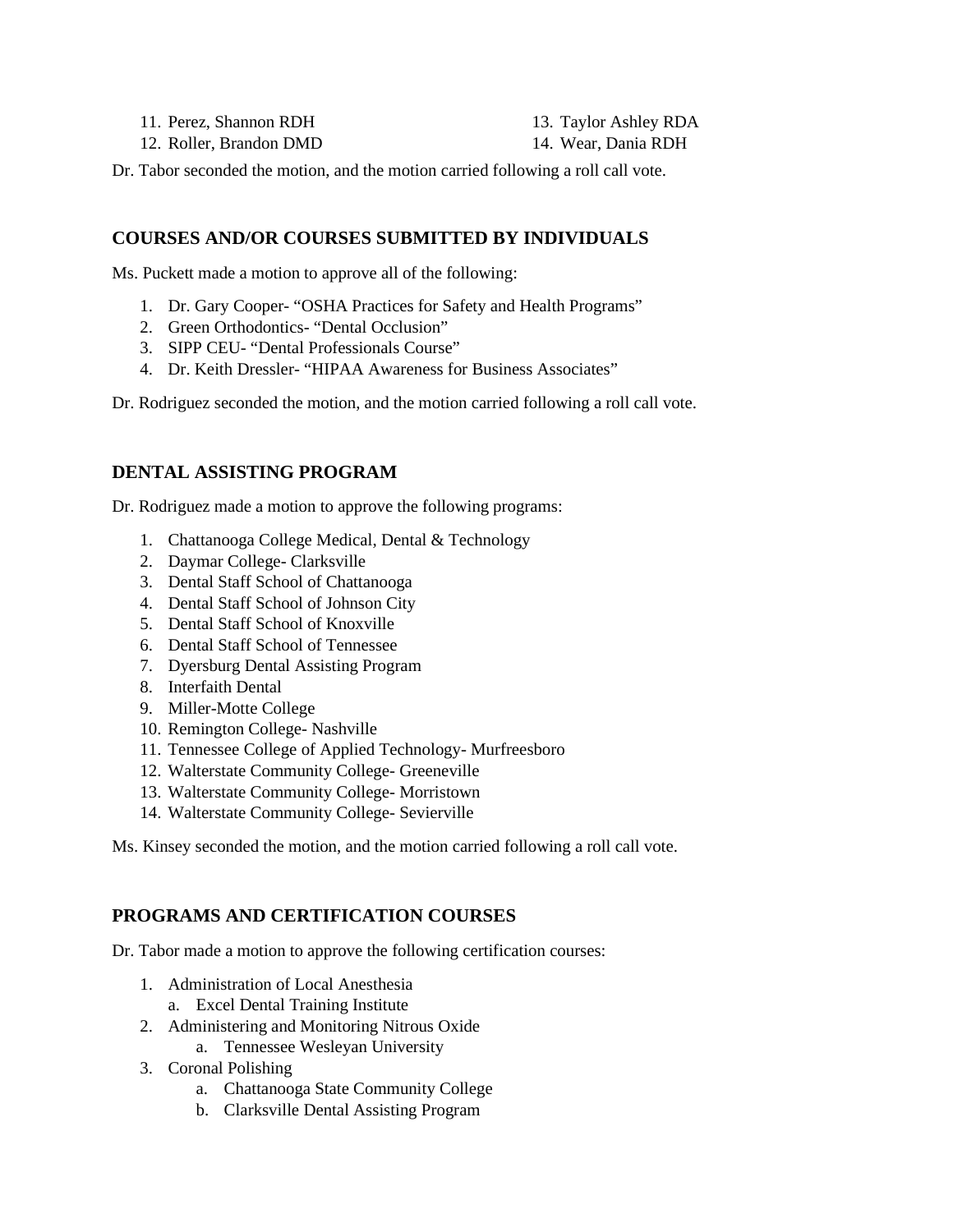11. Perez, Shannon RDH
12. Roller, Brandon DMD
13. Taylor Ashley RDA
14. Wear, Dania RDH

Dr. Tabor seconded the motion, and the motion carried following a roll call vote.

## COURSES AND/OR COURSES SUBMITTED BY INDIVIDUALS

Ms. Puckett made a motion to approve all of the following:

1. Dr. Gary Cooper- "OSHA Practices for Safety and Health Programs"
2. Green Orthodontics- "Dental Occlusion"
3. SIPP CEU- "Dental Professionals Course"
4. Dr. Keith Dressler- "HIPAA Awareness for Business Associates"

Dr. Rodriguez seconded the motion, and the motion carried following a roll call vote.

## DENTAL ASSISTING PROGRAM

Dr. Rodriguez made a motion to approve the following programs:

1. Chattanooga College Medical, Dental & Technology
2. Daymar College- Clarksville
3. Dental Staff School of Chattanooga
4. Dental Staff School of Johnson City
5. Dental Staff School of Knoxville
6. Dental Staff School of Tennessee
7. Dyersburg Dental Assisting Program
8. Interfaith Dental
9. Miller-Motte College
10. Remington College- Nashville
11. Tennessee College of Applied Technology- Murfreesboro
12. Walterstate Community College- Greeneville
13. Walterstate Community College- Morristown
14. Walterstate Community College- Sevierville

Ms. Kinsey seconded the motion, and the motion carried following a roll call vote.

## PROGRAMS AND CERTIFICATION COURSES

Dr. Tabor made a motion to approve the following certification courses:

1. Administration of Local Anesthesia
   a. Excel Dental Training Institute
2. Administering and Monitoring Nitrous Oxide
   a. Tennessee Wesleyan University
3. Coronal Polishing
   a. Chattanooga State Community College
   b. Clarksville Dental Assisting Program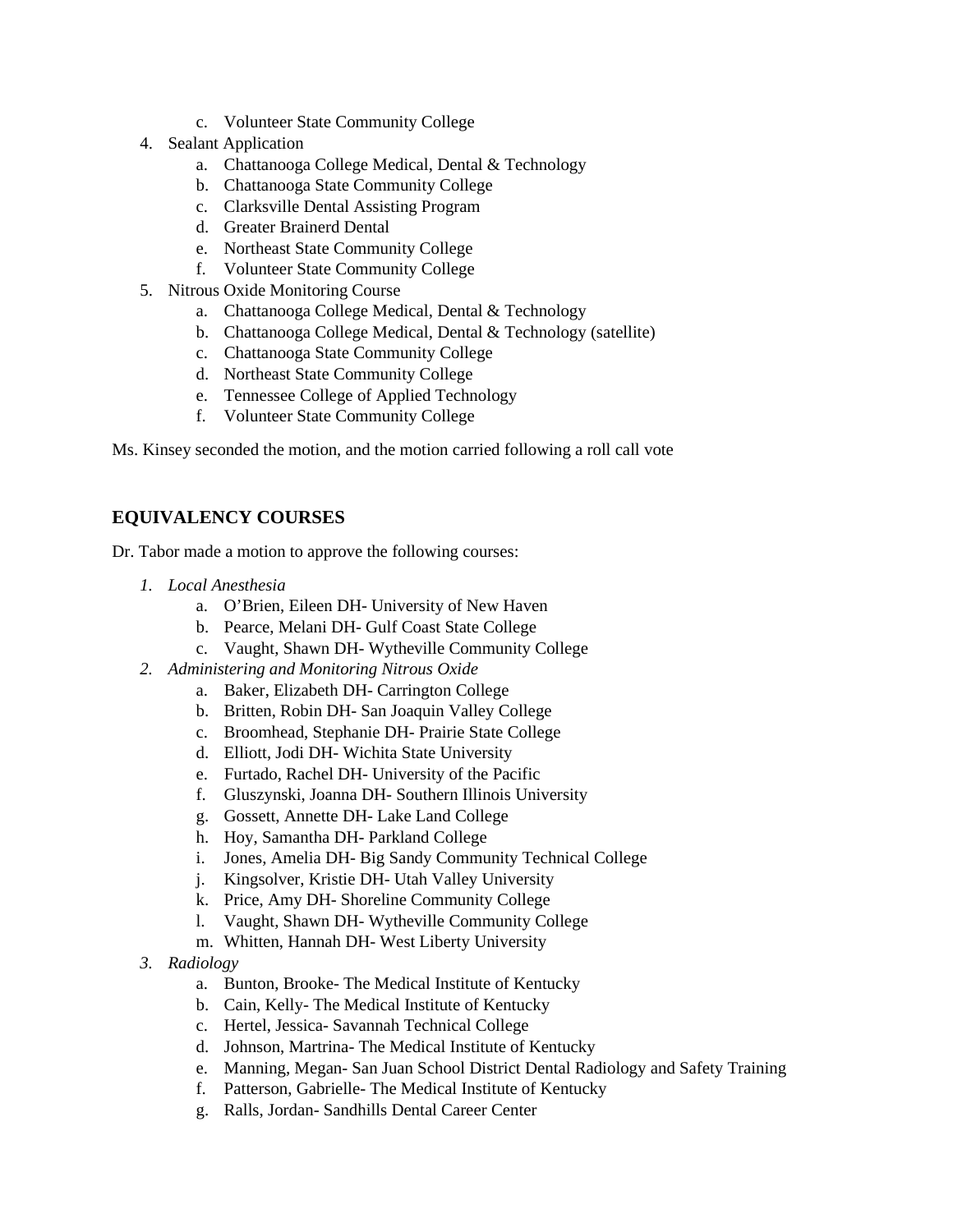c. Volunteer State Community College
4. Sealant Application
   a. Chattanooga College Medical, Dental & Technology
   b. Chattanooga State Community College
   c. Clarksville Dental Assisting Program
   d. Greater Brainerd Dental
   e. Northeast State Community College
   f. Volunteer State Community College
5. Nitrous Oxide Monitoring Course
   a. Chattanooga College Medical, Dental & Technology
   b. Chattanooga College Medical, Dental & Technology (satellite)
   c. Chattanooga State Community College
   d. Northeast State Community College
   e. Tennessee College of Applied Technology
   f. Volunteer State Community College

Ms. Kinsey seconded the motion, and the motion carried following a roll call vote

## EQUIVALENCY COURSES

Dr. Tabor made a motion to approve the following courses:

1. *Local Anesthesia*
   a. O'Brien, Eileen DH- University of New Haven
   b. Pearce, Melani DH- Gulf Coast State College
   c. Vaught, Shawn DH- Wytheville Community College
2. *Administering and Monitoring Nitrous Oxide*
   a. Baker, Elizabeth DH- Carrington College
   b. Britten, Robin DH- San Joaquin Valley College
   c. Broomhead, Stephanie DH- Prairie State College
   d. Elliott, Jodi DH- Wichita State University
   e. Furtado, Rachel DH- University of the Pacific
   f. Gluszynski, Joanna DH- Southern Illinois University
   g. Gossett, Annette DH- Lake Land College
   h. Hoy, Samantha DH- Parkland College
   i. Jones, Amelia DH- Big Sandy Community Technical College
   j. Kingsolver, Kristie DH- Utah Valley University
   k. Price, Amy DH- Shoreline Community College
   l. Vaught, Shawn DH- Wytheville Community College
   m. Whitten, Hannah DH- West Liberty University
3. *Radiology*
   a. Bunton, Brooke- The Medical Institute of Kentucky
   b. Cain, Kelly- The Medical Institute of Kentucky
   c. Hertel, Jessica- Savannah Technical College
   d. Johnson, Martrina- The Medical Institute of Kentucky
   e. Manning, Megan- San Juan School District Dental Radiology and Safety Training
   f. Patterson, Gabrielle- The Medical Institute of Kentucky
   g. Ralls, Jordan- Sandhills Dental Career Center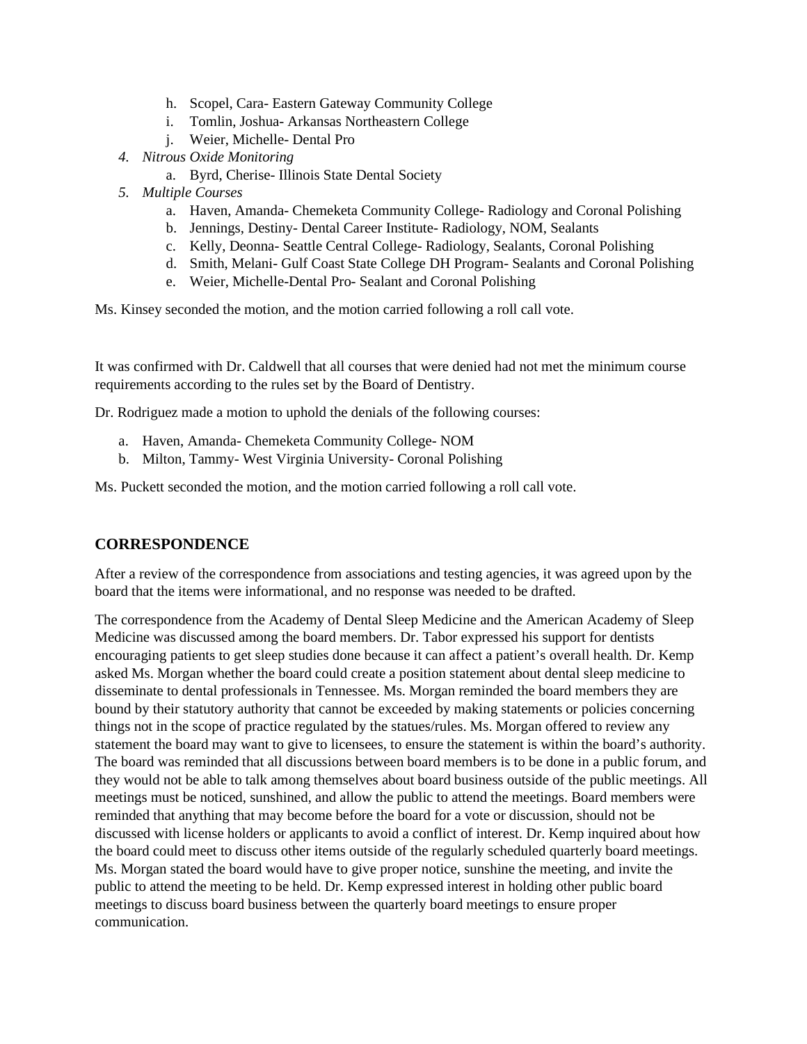h. Scopel, Cara- Eastern Gateway Community College
   i. Tomlin, Joshua- Arkansas Northeastern College
   j. Weier, Michelle- Dental Pro

4. *Nitrous Oxide Monitoring*
   a. Byrd, Cherise- Illinois State Dental Society
5. *Multiple Courses*
   a. Haven, Amanda- Chemeketa Community College- Radiology and Coronal Polishing
   b. Jennings, Destiny- Dental Career Institute- Radiology, NOM, Sealants
   c. Kelly, Deonna- Seattle Central College- Radiology, Sealants, Coronal Polishing
   d. Smith, Melani- Gulf Coast State College DH Program- Sealants and Coronal Polishing
   e. Weier, Michelle-Dental Pro- Sealant and Coronal Polishing

Ms. Kinsey seconded the motion, and the motion carried following a roll call vote.

It was confirmed with Dr. Caldwell that all courses that were denied had not met the minimum course requirements according to the rules set by the Board of Dentistry.

Dr. Rodriguez made a motion to uphold the denials of the following courses:

a. Haven, Amanda- Chemeketa Community College- NOM
b. Milton, Tammy- West Virginia University- Coronal Polishing

Ms. Puckett seconded the motion, and the motion carried following a roll call vote.

## CORRESPONDENCE

After a review of the correspondence from associations and testing agencies, it was agreed upon by the board that the items were informational, and no response was needed to be drafted.

The correspondence from the Academy of Dental Sleep Medicine and the American Academy of Sleep Medicine was discussed among the board members. Dr. Tabor expressed his support for dentists encouraging patients to get sleep studies done because it can affect a patient's overall health. Dr. Kemp asked Ms. Morgan whether the board could create a position statement about dental sleep medicine to disseminate to dental professionals in Tennessee. Ms. Morgan reminded the board members they are bound by their statutory authority that cannot be exceeded by making statements or policies concerning things not in the scope of practice regulated by the statues/rules. Ms. Morgan offered to review any statement the board may want to give to licensees, to ensure the statement is within the board's authority. The board was reminded that all discussions between board members is to be done in a public forum, and they would not be able to talk among themselves about board business outside of the public meetings. All meetings must be noticed, sunshined, and allow the public to attend the meetings. Board members were reminded that anything that may become before the board for a vote or discussion, should not be discussed with license holders or applicants to avoid a conflict of interest. Dr. Kemp inquired about how the board could meet to discuss other items outside of the regularly scheduled quarterly board meetings. Ms. Morgan stated the board would have to give proper notice, sunshine the meeting, and invite the public to attend the meeting to be held. Dr. Kemp expressed interest in holding other public board meetings to discuss board business between the quarterly board meetings to ensure proper communication.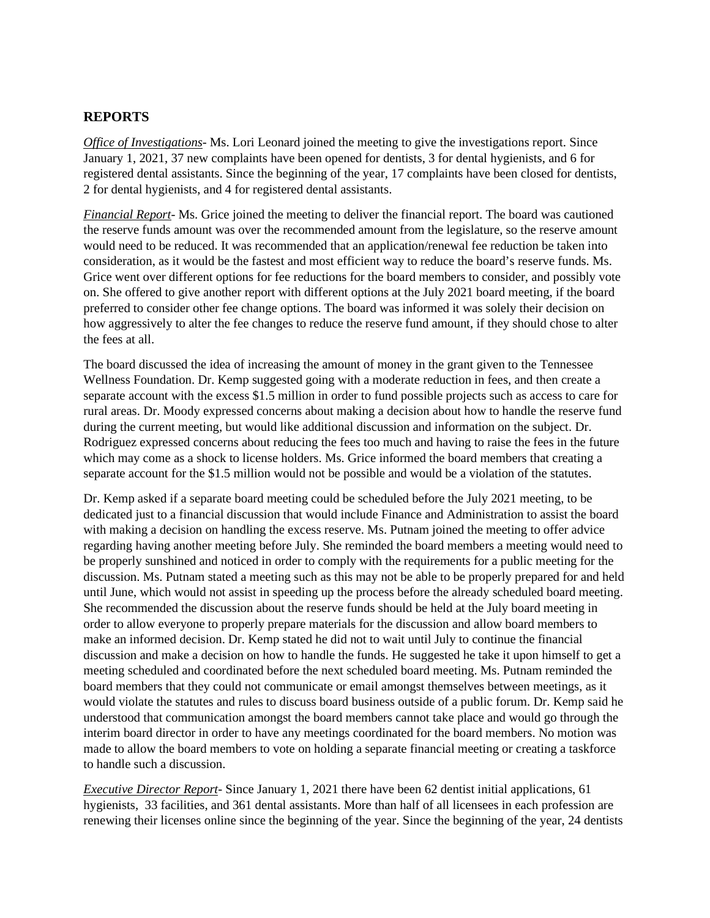## REPORTS

*Office of Investigations*- Ms. Lori Leonard joined the meeting to give the investigations report. Since January 1, 2021, 37 new complaints have been opened for dentists, 3 for dental hygienists, and 6 for registered dental assistants. Since the beginning of the year, 17 complaints have been closed for dentists, 2 for dental hygienists, and 4 for registered dental assistants.

*Financial Report*- Ms. Grice joined the meeting to deliver the financial report. The board was cautioned the reserve funds amount was over the recommended amount from the legislature, so the reserve amount would need to be reduced. It was recommended that an application/renewal fee reduction be taken into consideration, as it would be the fastest and most efficient way to reduce the board's reserve funds. Ms. Grice went over different options for fee reductions for the board members to consider, and possibly vote on. She offered to give another report with different options at the July 2021 board meeting, if the board preferred to consider other fee change options. The board was informed it was solely their decision on how aggressively to alter the fee changes to reduce the reserve fund amount, if they should chose to alter the fees at all.

The board discussed the idea of increasing the amount of money in the grant given to the Tennessee Wellness Foundation. Dr. Kemp suggested going with a moderate reduction in fees, and then create a separate account with the excess $1.5 million in order to fund possible projects such as access to care for rural areas. Dr. Moody expressed concerns about making a decision about how to handle the reserve fund during the current meeting, but would like additional discussion and information on the subject. Dr. Rodriguez expressed concerns about reducing the fees too much and having to raise the fees in the future which may come as a shock to license holders. Ms. Grice informed the board members that creating a separate account for the $1.5 million would not be possible and would be a violation of the statutes.

Dr. Kemp asked if a separate board meeting could be scheduled before the July 2021 meeting, to be dedicated just to a financial discussion that would include Finance and Administration to assist the board with making a decision on handling the excess reserve. Ms. Putnam joined the meeting to offer advice regarding having another meeting before July. She reminded the board members a meeting would need to be properly sunshined and noticed in order to comply with the requirements for a public meeting for the discussion. Ms. Putnam stated a meeting such as this may not be able to be properly prepared for and held until June, which would not assist in speeding up the process before the already scheduled board meeting. She recommended the discussion about the reserve funds should be held at the July board meeting in order to allow everyone to properly prepare materials for the discussion and allow board members to make an informed decision. Dr. Kemp stated he did not to wait until July to continue the financial discussion and make a decision on how to handle the funds. He suggested he take it upon himself to get a meeting scheduled and coordinated before the next scheduled board meeting. Ms. Putnam reminded the board members that they could not communicate or email amongst themselves between meetings, as it would violate the statutes and rules to discuss board business outside of a public forum. Dr. Kemp said he understood that communication amongst the board members cannot take place and would go through the interim board director in order to have any meetings coordinated for the board members. No motion was made to allow the board members to vote on holding a separate financial meeting or creating a taskforce to handle such a discussion.

*Executive Director Report*- Since January 1, 2021 there have been 62 dentist initial applications, 61 hygienists, 33 facilities, and 361 dental assistants. More than half of all licensees in each profession are renewing their licenses online since the beginning of the year. Since the beginning of the year, 24 dentists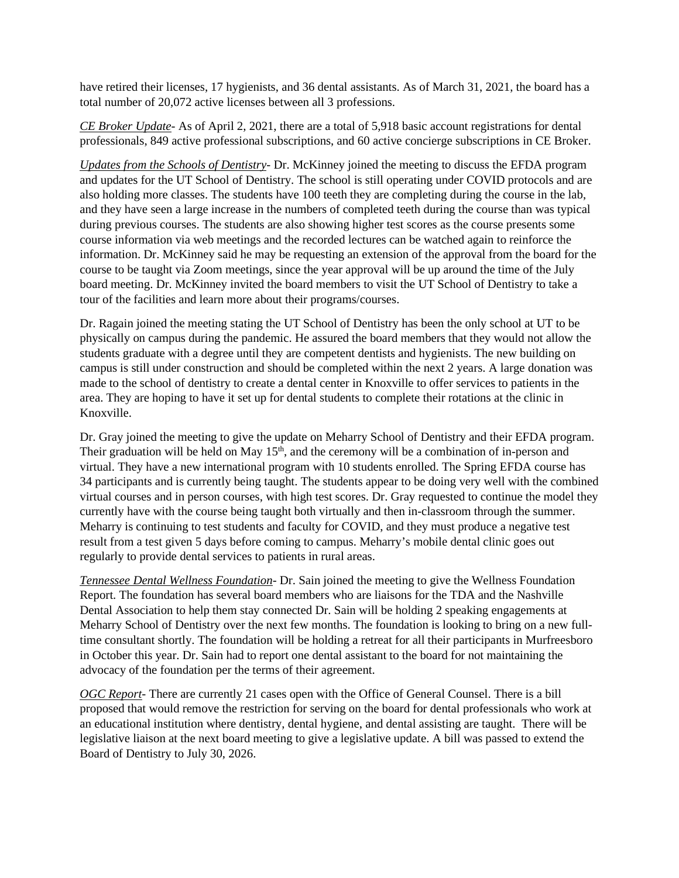have retired their licenses, 17 hygienists, and 36 dental assistants. As of March 31, 2021, the board has a total number of 20,072 active licenses between all 3 professions.

*CE Broker Update*- As of April 2, 2021, there are a total of 5,918 basic account registrations for dental professionals, 849 active professional subscriptions, and 60 active concierge subscriptions in CE Broker.

*Updates from the Schools of Dentistry*- Dr. McKinney joined the meeting to discuss the EFDA program and updates for the UT School of Dentistry. The school is still operating under COVID protocols and are also holding more classes. The students have 100 teeth they are completing during the course in the lab, and they have seen a large increase in the numbers of completed teeth during the course than was typical during previous courses. The students are also showing higher test scores as the course presents some course information via web meetings and the recorded lectures can be watched again to reinforce the information. Dr. McKinney said he may be requesting an extension of the approval from the board for the course to be taught via Zoom meetings, since the year approval will be up around the time of the July board meeting. Dr. McKinney invited the board members to visit the UT School of Dentistry to take a tour of the facilities and learn more about their programs/courses.

Dr. Ragain joined the meeting stating the UT School of Dentistry has been the only school at UT to be physically on campus during the pandemic. He assured the board members that they would not allow the students graduate with a degree until they are competent dentists and hygienists. The new building on campus is still under construction and should be completed within the next 2 years. A large donation was made to the school of dentistry to create a dental center in Knoxville to offer services to patients in the area. They are hoping to have it set up for dental students to complete their rotations at the clinic in Knoxville.

Dr. Gray joined the meeting to give the update on Meharry School of Dentistry and their EFDA program. Their graduation will be held on May 15th, and the ceremony will be a combination of in-person and virtual. They have a new international program with 10 students enrolled. The Spring EFDA course has 34 participants and is currently being taught. The students appear to be doing very well with the combined virtual courses and in person courses, with high test scores. Dr. Gray requested to continue the model they currently have with the course being taught both virtually and then in-classroom through the summer. Meharry is continuing to test students and faculty for COVID, and they must produce a negative test result from a test given 5 days before coming to campus. Meharry's mobile dental clinic goes out regularly to provide dental services to patients in rural areas.

*Tennessee Dental Wellness Foundation*- Dr. Sain joined the meeting to give the Wellness Foundation Report. The foundation has several board members who are liaisons for the TDA and the Nashville Dental Association to help them stay connected Dr. Sain will be holding 2 speaking engagements at Meharry School of Dentistry over the next few months. The foundation is looking to bring on a new full-time consultant shortly. The foundation will be holding a retreat for all their participants in Murfreesboro in October this year. Dr. Sain had to report one dental assistant to the board for not maintaining the advocacy of the foundation per the terms of their agreement.

*OGC Report*- There are currently 21 cases open with the Office of General Counsel. There is a bill proposed that would remove the restriction for serving on the board for dental professionals who work at an educational institution where dentistry, dental hygiene, and dental assisting are taught. There will be legislative liaison at the next board meeting to give a legislative update. A bill was passed to extend the Board of Dentistry to July 30, 2026.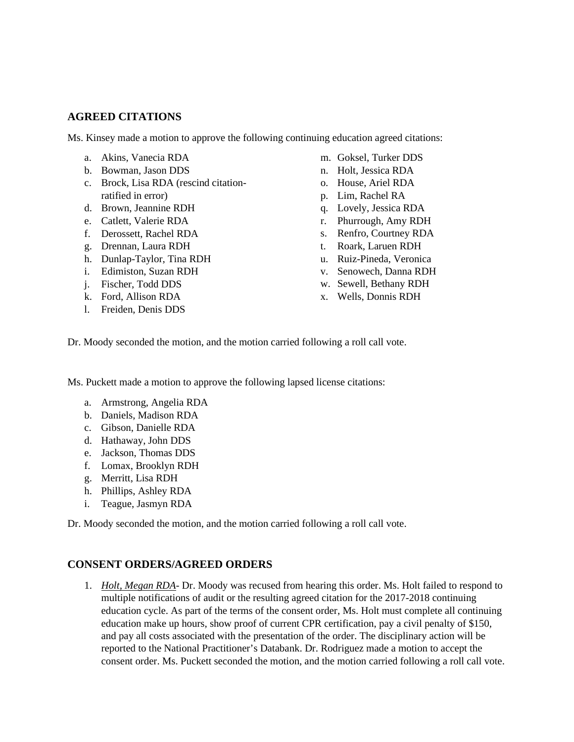## AGREED CITATIONS

Ms. Kinsey made a motion to approve the following continuing education agreed citations:

a. Akins, Vanecia RDA
b. Bowman, Jason DDS
c. Brock, Lisa RDA (rescind citation-ratified in error)
d. Brown, Jeannine RDH
e. Catlett, Valerie RDA
f. Derossett, Rachel RDA
g. Drennan, Laura RDH
h. Dunlap-Taylor, Tina RDH
i. Edimiston, Suzan RDH
j. Fischer, Todd DDS
k. Ford, Allison RDA
l. Freiden, Denis DDS
m. Goksel, Turker DDS
n. Holt, Jessica RDA
o. House, Ariel RDA
p. Lim, Rachel RA
q. Lovely, Jessica RDA
r. Phurrough, Amy RDH
s. Renfro, Courtney RDA
t. Roark, Laruen RDH
u. Ruiz-Pineda, Veronica
v. Senowech, Danna RDH
w. Sewell, Bethany RDH
x. Wells, Donnis RDH

Dr. Moody seconded the motion, and the motion carried following a roll call vote.

Ms. Puckett made a motion to approve the following lapsed license citations:

a. Armstrong, Angelia RDA
b. Daniels, Madison RDA
c. Gibson, Danielle RDA
d. Hathaway, John DDS
e. Jackson, Thomas DDS
f. Lomax, Brooklyn RDH
g. Merritt, Lisa RDH
h. Phillips, Ashley RDA
i. Teague, Jasmyn RDA

Dr. Moody seconded the motion, and the motion carried following a roll call vote.

## CONSENT ORDERS/AGREED ORDERS

1. *Holt, Megan RDA*- Dr. Moody was recused from hearing this order. Ms. Holt failed to respond to multiple notifications of audit or the resulting agreed citation for the 2017-2018 continuing education cycle. As part of the terms of the consent order, Ms. Holt must complete all continuing education make up hours, show proof of current CPR certification, pay a civil penalty of $150, and pay all costs associated with the presentation of the order. The disciplinary action will be reported to the National Practitioner's Databank. Dr. Rodriguez made a motion to accept the consent order. Ms. Puckett seconded the motion, and the motion carried following a roll call vote.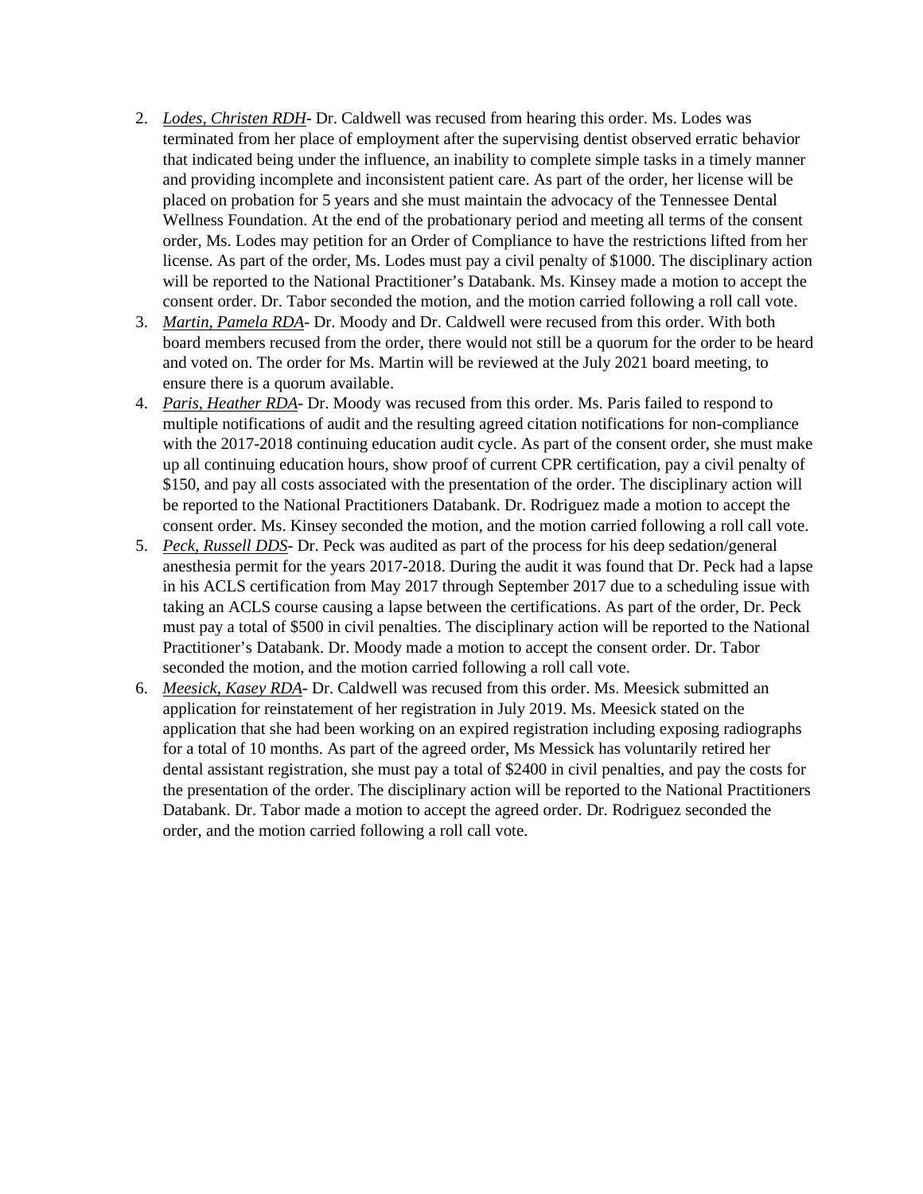2. *Lodes, Christen RDH*- Dr. Caldwell was recused from hearing this order. Ms. Lodes was terminated from her place of employment after the supervising dentist observed erratic behavior that indicated being under the influence, an inability to complete simple tasks in a timely manner and providing incomplete and inconsistent patient care. As part of the order, her license will be placed on probation for 5 years and she must maintain the advocacy of the Tennessee Dental Wellness Foundation. At the end of the probationary period and meeting all terms of the consent order, Ms. Lodes may petition for an Order of Compliance to have the restrictions lifted from her license. As part of the order, Ms. Lodes must pay a civil penalty of $1000. The disciplinary action will be reported to the National Practitioner's Databank. Ms. Kinsey made a motion to accept the consent order. Dr. Tabor seconded the motion, and the motion carried following a roll call vote.
3. *Martin, Pamela RDA*- Dr. Moody and Dr. Caldwell were recused from this order. With both board members recused from the order, there would not still be a quorum for the order to be heard and voted on. The order for Ms. Martin will be reviewed at the July 2021 board meeting, to ensure there is a quorum available.
4. *Paris, Heather RDA*- Dr. Moody was recused from this order. Ms. Paris failed to respond to multiple notifications of audit and the resulting agreed citation notifications for non-compliance with the 2017-2018 continuing education audit cycle. As part of the consent order, she must make up all continuing education hours, show proof of current CPR certification, pay a civil penalty of $150, and pay all costs associated with the presentation of the order. The disciplinary action will be reported to the National Practitioners Databank. Dr. Rodriguez made a motion to accept the consent order. Ms. Kinsey seconded the motion, and the motion carried following a roll call vote.
5. *Peck, Russell DDS*- Dr. Peck was audited as part of the process for his deep sedation/general anesthesia permit for the years 2017-2018. During the audit it was found that Dr. Peck had a lapse in his ACLS certification from May 2017 through September 2017 due to a scheduling issue with taking an ACLS course causing a lapse between the certifications. As part of the order, Dr. Peck must pay a total of $500 in civil penalties. The disciplinary action will be reported to the National Practitioner's Databank. Dr. Moody made a motion to accept the consent order. Dr. Tabor seconded the motion, and the motion carried following a roll call vote.
6. *Meesick, Kasey RDA*- Dr. Caldwell was recused from this order. Ms. Meesick submitted an application for reinstatement of her registration in July 2019. Ms. Meesick stated on the application that she had been working on an expired registration including exposing radiographs for a total of 10 months. As part of the agreed order, Ms Messick has voluntarily retired her dental assistant registration, she must pay a total of $2400 in civil penalties, and pay the costs for the presentation of the order. The disciplinary action will be reported to the National Practitioners Databank. Dr. Tabor made a motion to accept the agreed order. Dr. Rodriguez seconded the order, and the motion carried following a roll call vote.